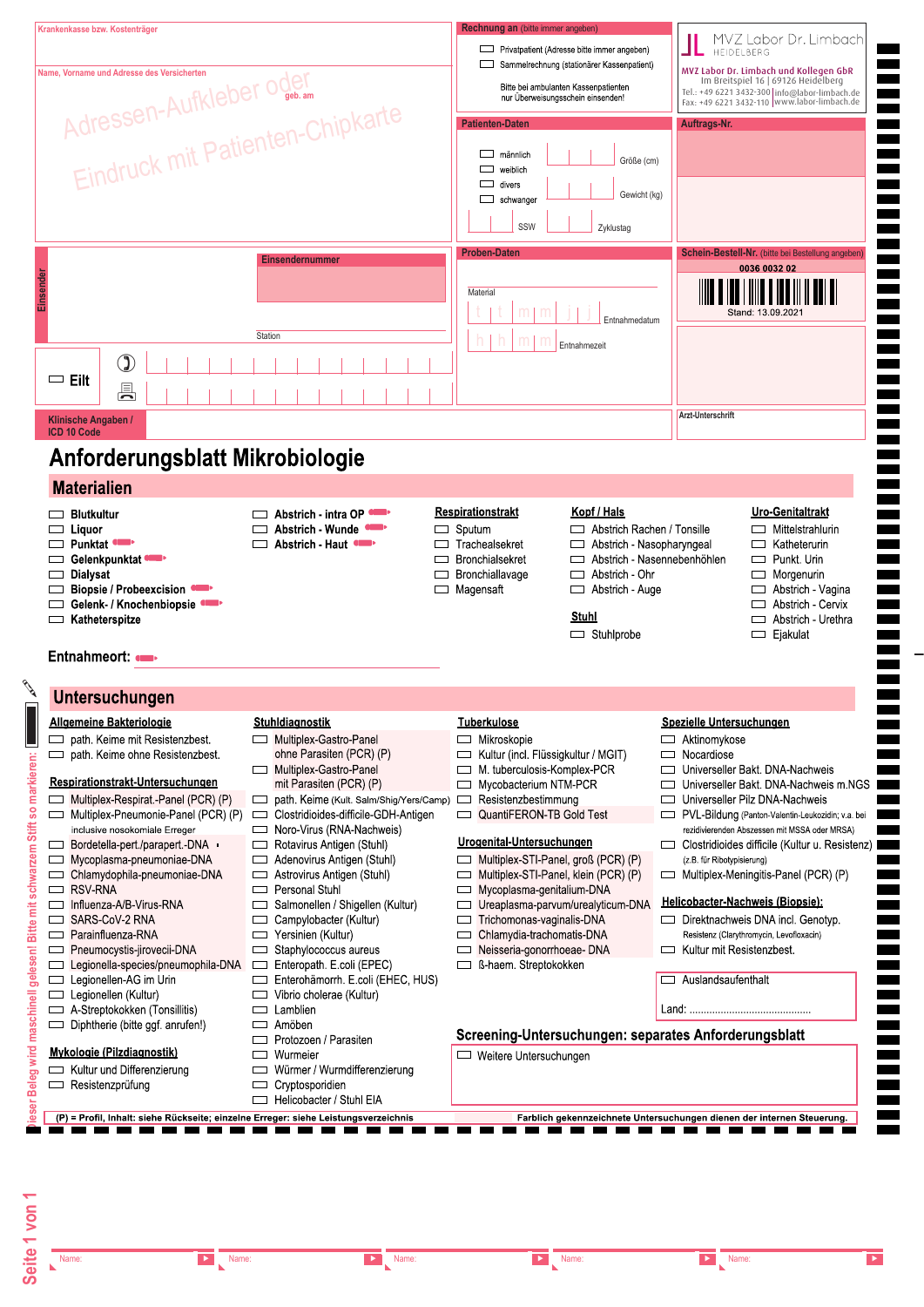Krankenkasse bzw. Kostenträger

Name, Vorname und Adresse des Versicherten

geb. am

Adressen-Aufkleber oder Eindruck mit Patienten-Chipkarte

**Rechnung an** (bitte immer angeben)

- ☐ Privatpatient (Adresse bitte immer angeben)
- ☐ Sammelrechnung (stationärer Kassenpatient)

Bitte bei ambulanten Kassenpatienten nur Überweisungsschein einsenden!

**MVZ Labor Dr. Limbach**
HEIDELBERG

MVZ Labor Dr. Limbach und Kollegen GbR
Im Breitspiel 16 | 69126 Heidelberg
Tel.: +49 6221 3432-300 | info@labor-limbach.de
Fax: +49 6221 3432-110 | www.labor-limbach.de

**Patienten-Daten**

- ☐ männlich
- ☐ weiblich
- ☐ divers
- ☐ schwanger

Größe (cm) | Gewicht (kg) | SSW | Zyklustag

**Auftrags-Nr.**

**Einsender**

**Einsendernummer**

Station

**Proben-Daten**

Material

t t m m j j Entnahmedatum

h h m m Entnahmezeit

**Schein-Bestell-Nr.** (bitte bei Bestellung angeben)

0036 0032 02

Stand: 13.09.2021

☐ **Eilt**

Arzt-Unterschrift

**Klinische Angaben / ICD 10 Code**

# Anforderungsblatt Mikrobiologie

## Materialien

- ☐ **Blutkultur**
- ☐ **Liquor**
- ☐ **Punktat**
- ☐ **Gelenkpunktat**
- ☐ **Dialysat**
- ☐ **Biopsie / Probeexcision**
- ☐ **Gelenk- / Knochenbiopsie**
- ☐ **Katheterspitze**

- ☐ **Abstrich - intra OP**
- ☐ **Abstrich - Wunde**
- ☐ **Abstrich - Haut**

**Respirationstrakt**
- ☐ Sputum
- ☐ Trachealsekret
- ☐ Bronchialsekret
- ☐ Bronchiallavage
- ☐ Magensaft

**Kopf / Hals**
- ☐ Abstrich Rachen / Tonsille
- ☐ Abstrich - Nasopharyngeal
- ☐ Abstrich - Nasennebenhöhlen
- ☐ Abstrich - Ohr
- ☐ Abstrich - Auge

**Stuhl**
- ☐ Stuhlprobe

**Uro-Genitaltrakt**
- ☐ Mittelstrahlurin
- ☐ Katheterurin
- ☐ Punkt. Urin
- ☐ Morgenurin
- ☐ Abstrich - Vagina
- ☐ Abstrich - Cervix
- ☐ Abstrich - Urethra
- ☐ Ejakulat

**Entnahmeort:**

## Untersuchungen

**Allgemeine Bakteriologie**
- ☐ path. Keime mit Resistenzbest.
- ☐ path. Keime ohne Resistenzbest.

**Respirationstrakt-Untersuchungen**
- ☐ Multiplex-Respirat.-Panel (PCR) (P)
- ☐ Multiplex-Pneumonie-Panel (PCR) (P) inclusive nosokomiale Erreger
- ☐ Bordetella-pert./parapert.-DNA
- ☐ Mycoplasma-pneumoniae-DNA
- ☐ Chlamydophila-pneumoniae-DNA
- ☐ RSV-RNA
- ☐ Influenza-A/B-Virus-RNA
- ☐ SARS-CoV-2 RNA
- ☐ Parainfluenza-RNA
- ☐ Pneumocystis-jirovecii-DNA
- ☐ Legionella-species/pneumophila-DNA
- ☐ Legionellen-AG im Urin
- ☐ Legionellen (Kultur)
- ☐ A-Streptokokken (Tonsillitis)
- ☐ Diphtherie (bitte ggf. anrufen!)

**Mykologie (Pilzdiagnostik)**
- ☐ Kultur und Differenzierung
- ☐ Resistenzprüfung

**Stuhldiagnostik**
- ☐ Multiplex-Gastro-Panel ohne Parasiten (PCR) (P)
- ☐ Multiplex-Gastro-Panel mit Parasiten (PCR) (P)
- ☐ path. Keime (Kult. Salm/Shig/Yers/Camp)
- ☐ Clostridioides-difficile-GDH-Antigen
- ☐ Noro-Virus (RNA-Nachweis)
- ☐ Rotavirus Antigen (Stuhl)
- ☐ Adenovirus Antigen (Stuhl)
- ☐ Astrovirus Antigen (Stuhl)
- ☐ Personal Stuhl
- ☐ Salmonellen / Shigellen (Kultur)
- ☐ Campylobacter (Kultur)
- ☐ Yersinien (Kultur)
- ☐ Staphylococcus aureus
- ☐ Enteropath. E.coli (EPEC)
- ☐ Enterohämorrh. E.coli (EHEC, HUS)
- ☐ Vibrio cholerae (Kultur)
- ☐ Lamblien
- ☐ Amöben
- ☐ Protozoen / Parasiten
- ☐ Wurmeier
- ☐ Würmer / Wurmdifferenzierung
- ☐ Cryptosporidien
- ☐ Helicobacter / Stuhl EIA

**Tuberkulose**
- ☐ Mikroskopie
- ☐ Kultur (incl. Flüssigkultur / MGIT)
- ☐ M. tuberculosis-Komplex-PCR
- ☐ Mycobacterium NTM-PCR
- ☐ Resistenzbestimmung
- ☐ QuantiFERON-TB Gold Test

**Urogenital-Untersuchungen**
- ☐ Multiplex-STI-Panel, groß (PCR) (P)
- ☐ Multiplex-STI-Panel, klein (PCR) (P)
- ☐ Mycoplasma-genitalium-DNA
- ☐ Ureaplasma-parvum/urealyticum-DNA
- ☐ Trichomonas-vaginalis-DNA
- ☐ Chlamydia-trachomatis-DNA
- ☐ Neisseria-gonorrhoeae- DNA
- ☐ ß-haem. Streptokokken

**Spezielle Untersuchungen**
- ☐ Aktinomykose
- ☐ Nocardiose
- ☐ Universeller Bakt. DNA-Nachweis
- ☐ Universeller Bakt. DNA-Nachweis m.NGS
- ☐ Universeller Pilz DNA-Nachweis
- ☐ PVL-Bildung (Panton-Valentin-Leukozidin; v.a. bei rezidivierenden Abszessen mit MSSA oder MRSA)
- ☐ Clostridioides difficile (Kultur u. Resistenz) (z.B. für Ribotypisierung)
- ☐ Multiplex-Meningitis-Panel (PCR) (P)

**Helicobacter-Nachweis (Biopsie):**
- ☐ Direktnachweis DNA incl. Genotyp. Resistenz (Clarythromycin, Levofloxacin)
- ☐ Kultur mit Resistenzbest.

☐ Auslandsaufenthalt
Land: ...........................................

### Screening-Untersuchungen: separates Anforderungsblatt

☐ Weitere Untersuchungen

(P) = Profil, Inhalt: siehe Rückseite; einzelne Erreger: siehe Leistungsverzeichnis

Farblich gekennzeichnete Untersuchungen dienen der internen Steuerung.

Dieser Beleg wird maschinell gelesen! Bitte mit schwarzem Stift so markieren:

Name: | Name: | Name: | Name: | Name: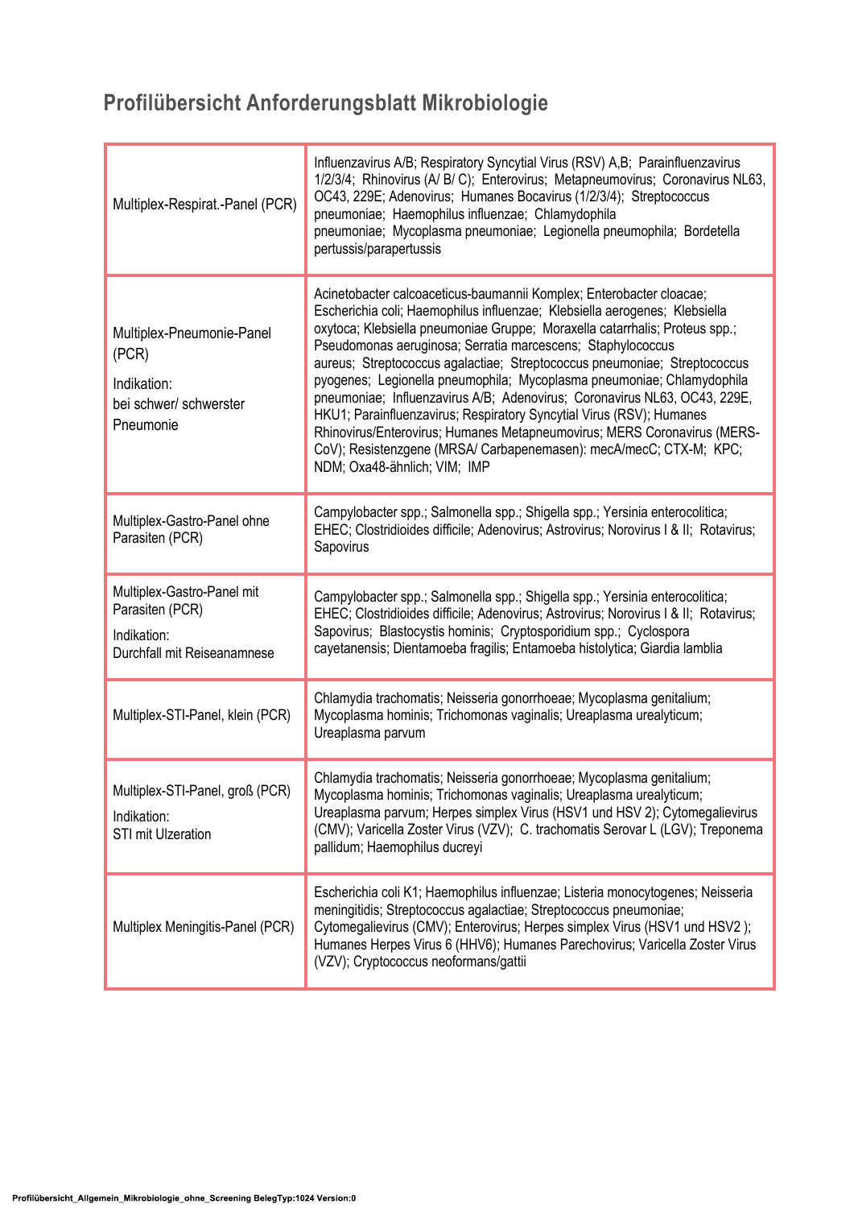## Profilübersicht Anforderungsblatt Mikrobiologie

| | |
|---|---|
| Multiplex-Respirat.-Panel (PCR) | Influenzavirus A/B; Respiratory Syncytial Virus (RSV) A,B; Parainfluenzavirus 1/2/3/4; Rhinovirus (A/ B/ C); Enterovirus; Metapneumovirus; Coronavirus NL63, OC43, 229E; Adenovirus; Humanes Bocavirus (1/2/3/4); Streptococcus pneumoniae; Haemophilus influenzae; Chlamydophila pneumoniae; Mycoplasma pneumoniae; Legionella pneumophila; Bordetella pertussis/parapertussis |
| Multiplex-Pneumonie-Panel (PCR)<br>Indikation:<br>bei schwer/ schwerster Pneumonie | Acinetobacter calcoaceticus-baumannii Komplex; Enterobacter cloacae; Escherichia coli; Haemophilus influenzae; Klebsiella aerogenes; Klebsiella oxytoca; Klebsiella pneumoniae Gruppe; Moraxella catarrhalis; Proteus spp.; Pseudomonas aeruginosa; Serratia marcescens; Staphylococcus aureus; Streptococcus agalactiae; Streptococcus pneumoniae; Streptococcus pyogenes; Legionella pneumophila; Mycoplasma pneumoniae; Chlamydophila pneumoniae; Influenzavirus A/B; Adenovirus; Coronavirus NL63, OC43, 229E, HKU1; Parainfluenzavirus; Respiratory Syncytial Virus (RSV); Humanes Rhinovirus/Enterovirus; Humanes Metapneumovirus; MERS Coronavirus (MERS-CoV); Resistenzgene (MRSA/ Carbapenemasen): mecA/mecC; CTX-M; KPC; NDM; Oxa48-ähnlich; VIM; IMP |
| Multiplex-Gastro-Panel ohne Parasiten (PCR) | Campylobacter spp.; Salmonella spp.; Shigella spp.; Yersinia enterocolitica; EHEC; Clostridioides difficile; Adenovirus; Astrovirus; Norovirus I & II; Rotavirus; Sapovirus |
| Multiplex-Gastro-Panel mit Parasiten (PCR)<br>Indikation:<br>Durchfall mit Reiseanamnese | Campylobacter spp.; Salmonella spp.; Shigella spp.; Yersinia enterocolitica; EHEC; Clostridioides difficile; Adenovirus; Astrovirus; Norovirus I & II; Rotavirus; Sapovirus; Blastocystis hominis; Cryptosporidium spp.; Cyclospora cayetanensis; Dientamoeba fragilis; Entamoeba histolytica; Giardia lamblia |
| Multiplex-STI-Panel, klein (PCR) | Chlamydia trachomatis; Neisseria gonorrhoeae; Mycoplasma genitalium; Mycoplasma hominis; Trichomonas vaginalis; Ureaplasma urealyticum; Ureaplasma parvum |
| Multiplex-STI-Panel, groß (PCR)<br>Indikation:<br>STI mit Ulzeration | Chlamydia trachomatis; Neisseria gonorrhoeae; Mycoplasma genitalium; Mycoplasma hominis; Trichomonas vaginalis; Ureaplasma urealyticum; Ureaplasma parvum; Herpes simplex Virus (HSV1 und HSV 2); Cytomegalievirus (CMV); Varicella Zoster Virus (VZV); C. trachomatis Serovar L (LGV); Treponema pallidum; Haemophilus ducreyi |
| Multiplex Meningitis-Panel (PCR) | Escherichia coli K1; Haemophilus influenzae; Listeria monocytogenes; Neisseria meningitidis; Streptococcus agalactiae; Streptococcus pneumoniae; Cytomegalievirus (CMV); Enterovirus; Herpes simplex Virus (HSV1 und HSV2 ); Humanes Herpes Virus 6 (HHV6); Humanes Parechovirus; Varicella Zoster Virus (VZV); Cryptococcus neoformans/gattii |